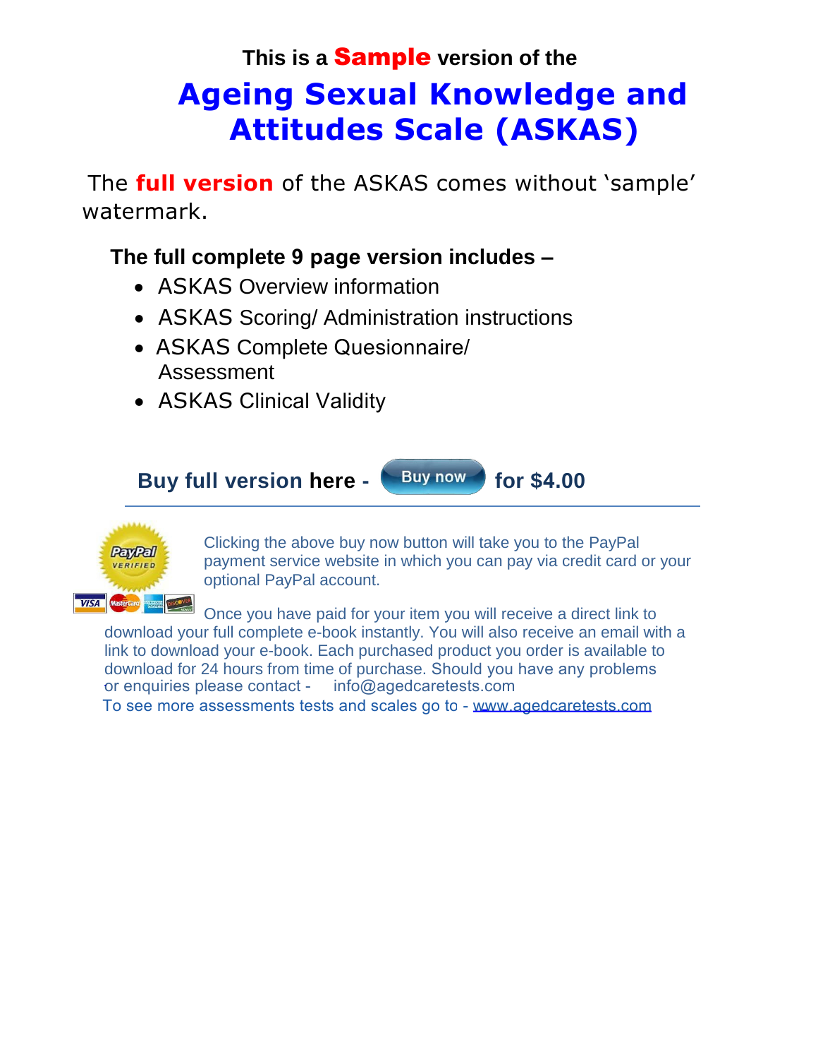This is a **Sample** version of the

# Ageing Sexual Knowledge and Attitudes Scale (ASKAS)

The **full version** of the ASKAS comes without 'sample' watermark.

**The full complete 9 page version includes –**

- ASKAS Overview information
- ASKAS Scoring/ Administration instructions
- ASKAS Complete Quesionnaire/ Assessment
- ASKAS Clinical Validity

**Buy full version here -** Buy now **for $4.00**

Clicking the above buy now button will take you to the PayPal payment service website in which you can pay via credit card or your optional PayPal account.

Once you have paid for your item you will receive a direct link to download your full complete e-book instantly. You will also receive an email with a link to download your e-book. Each purchased product you order is available to download for 24 hours from time of purchase. Should you have any problems or enquiries please contact - info@agedcaretests.com

To see more assessments tests and scales go to - www.agedcaretests.com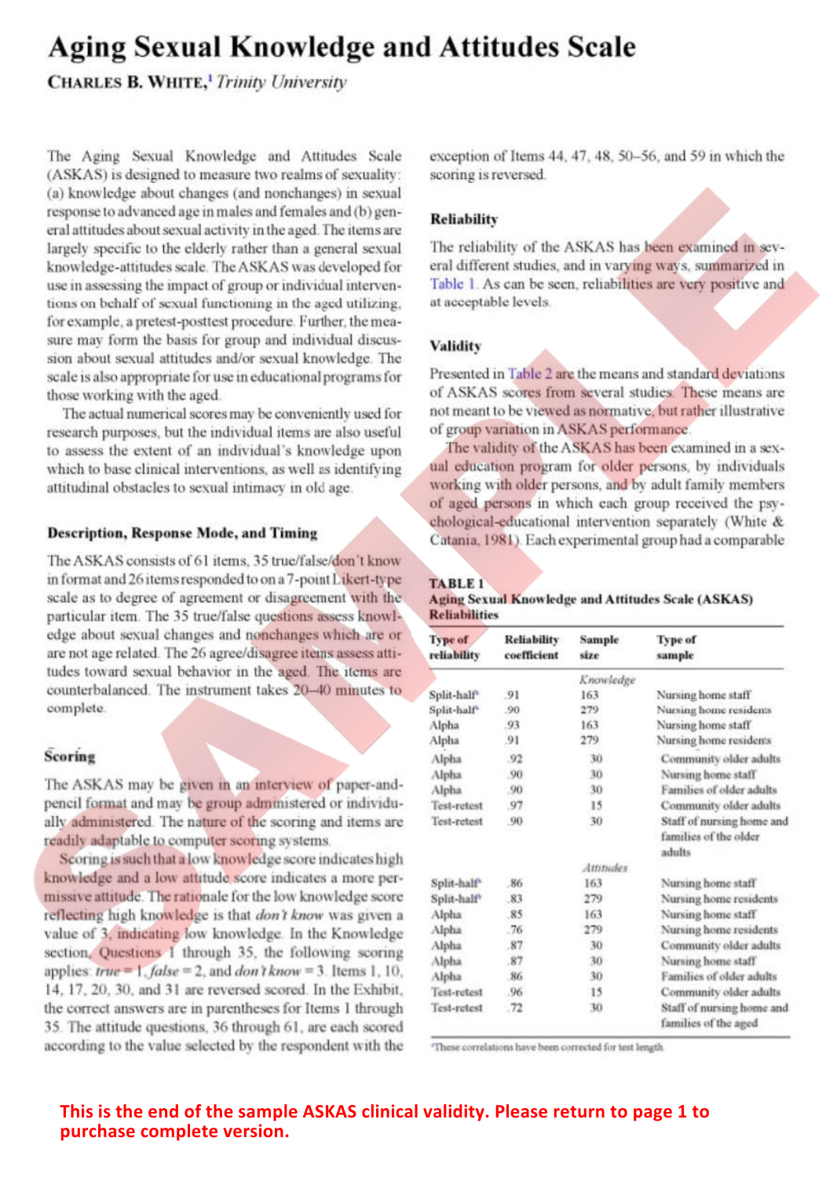# Aging Sexual Knowledge and Attitudes Scale

**Charles B. White,**[1] *Trinity University*

The Aging Sexual Knowledge and Attitudes Scale (ASKAS) is designed to measure two realms of sexuality: (a) knowledge about changes (and nonchanges) in sexual response to advanced age in males and females and (b) general attitudes about sexual activity in the aged. The items are largely specific to the elderly rather than a general sexual knowledge-attitudes scale. The ASKAS was developed for use in assessing the impact of group or individual interventions on behalf of sexual functioning in the aged utilizing, for example, a pretest-posttest procedure. Further, the measure may form the basis for group and individual discussion about sexual attitudes and/or sexual knowledge. The scale is also appropriate for use in educational programs for those working with the aged.

The actual numerical scores may be conveniently used for research purposes, but the individual items are also useful to assess the extent of an individual's knowledge upon which to base clinical interventions, as well as identifying attitudinal obstacles to sexual intimacy in old age.

### Description, Response Mode, and Timing

The ASKAS consists of 61 items, 35 true/false/don't know in format and 26 items responded to on a 7-point Likert-type scale as to degree of agreement or disagreement with the particular item. The 35 true/false questions assess knowledge about sexual changes and nonchanges which are or are not age related. The 26 agree/disagree items assess attitudes toward sexual behavior in the aged. The items are counterbalanced. The instrument takes 20–40 minutes to complete.

### Scoring

The ASKAS may be given in an interview of paper-and-pencil format and may be group administered or individually administered. The nature of the scoring and items are readily adaptable to computer scoring systems.

Scoring is such that a low knowledge score indicates high knowledge and a low attitude score indicates a more permissive attitude. The rationale for the low knowledge score reflecting high knowledge is that *don't know* was given a value of 3, indicating low knowledge. In the Knowledge section, Questions 1 through 35, the following scoring applies: *true* = 1, *false* = 2, and *don't know* = 3. Items 1, 10, 14, 17, 20, 30, and 31 are reversed scored. In the Exhibit, the correct answers are in parentheses for Items 1 through 35. The attitude questions, 36 through 61, are each scored according to the value selected by the respondent with the exception of Items 44, 47, 48, 50–56, and 59 in which the scoring is reversed.

### Reliability

The reliability of the ASKAS has been examined in several different studies, and in varying ways, summarized in Table 1. As can be seen, reliabilities are very positive and at acceptable levels.

### Validity

Presented in Table 2 are the means and standard deviations of ASKAS scores from several studies. These means are not meant to be viewed as normative, but rather illustrative of group variation in ASKAS performance.

The validity of the ASKAS has been examined in a sexual education program for older persons, by individuals working with older persons, and by adult family members of aged persons in which each group received the psychological-educational intervention separately (White & Catania, 1981). Each experimental group had a comparable

**TABLE 1**
**Aging Sexual Knowledge and Attitudes Scale (ASKAS) Reliabilities**

| Type of reliability | Reliability coefficient | Sample size | Type of sample |
|---|---|---|---|
| | | *Knowledge* | |
| Split-half[a] | .91 | 163 | Nursing home staff |
| Split-half[a] | .90 | 279 | Nursing home residents |
| Alpha | .93 | 163 | Nursing home staff |
| Alpha | .91 | 279 | Nursing home residents |
| Alpha | .92 | 30 | Community older adults |
| Alpha | .90 | 30 | Nursing home staff |
| Alpha | .90 | 30 | Families of older adults |
| Test-retest | .97 | 15 | Community older adults |
| Test-retest | .90 | 30 | Staff of nursing home and families of the older adults |
| | | *Attitudes* | |
| Split-half[a] | .86 | 163 | Nursing home staff |
| Split-half[a] | .83 | 279 | Nursing home residents |
| Alpha | .85 | 163 | Nursing home staff |
| Alpha | .76 | 279 | Nursing home residents |
| Alpha | .87 | 30 | Community older adults |
| Alpha | .87 | 30 | Nursing home staff |
| Alpha | .86 | 30 | Families of older adults |
| Test-retest | .96 | 15 | Community older adults |
| Test-retest | .72 | 30 | Staff of nursing home and families of the aged |

[a]These correlations have been corrected for test length.

This is the end of the sample ASKAS clinical validity. Please return to page 1 to purchase complete version.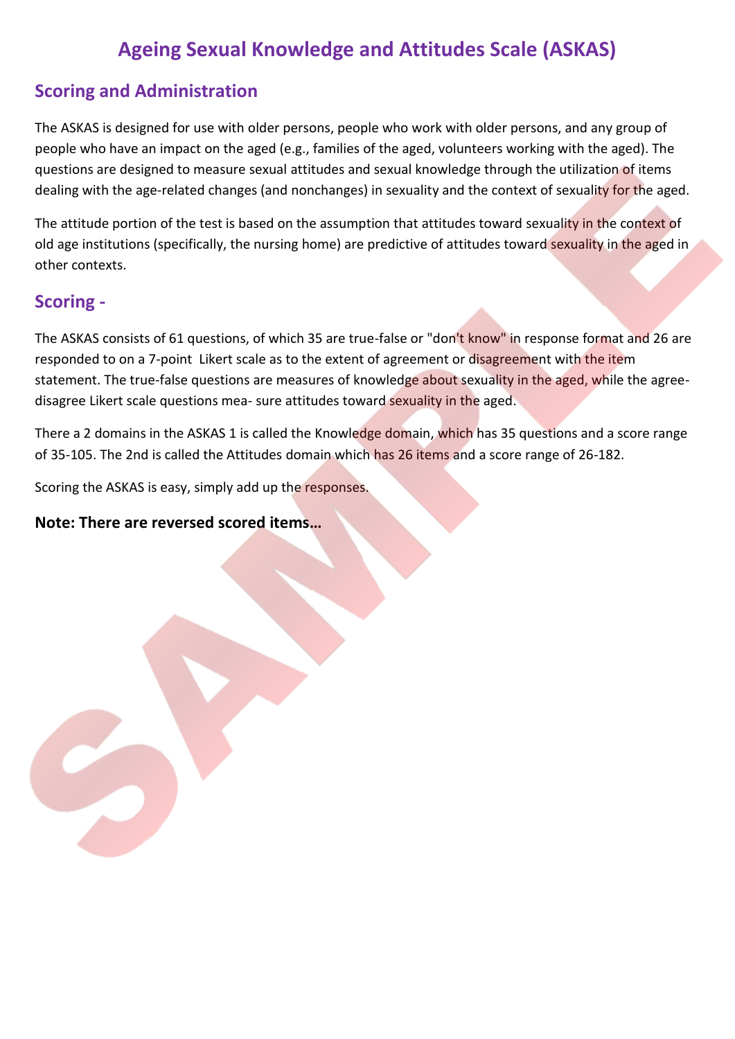# Ageing Sexual Knowledge and Attitudes Scale (ASKAS)

## Scoring and Administration

The ASKAS is designed for use with older persons, people who work with older persons, and any group of people who have an impact on the aged (e.g., families of the aged, volunteers working with the aged). The questions are designed to measure sexual attitudes and sexual knowledge through the utilization of items dealing with the age-related changes (and nonchanges) in sexuality and the context of sexuality for the aged.

The attitude portion of the test is based on the assumption that attitudes toward sexuality in the context of old age institutions (specifically, the nursing home) are predictive of attitudes toward sexuality in the aged in other contexts.

## Scoring -

The ASKAS consists of 61 questions, of which 35 are true-false or "don't know" in response format and 26 are responded to on a 7-point Likert scale as to the extent of agreement or disagreement with the item statement. The true-false questions are measures of knowledge about sexuality in the aged, while the agree-disagree Likert scale questions mea- sure attitudes toward sexuality in the aged.

There a 2 domains in the ASKAS 1 is called the Knowledge domain, which has 35 questions and a score range of 35-105. The 2nd is called the Attitudes domain which has 26 items and a score range of 26-182.

Scoring the ASKAS is easy, simply add up the responses.

**Note: There are reversed scored items…**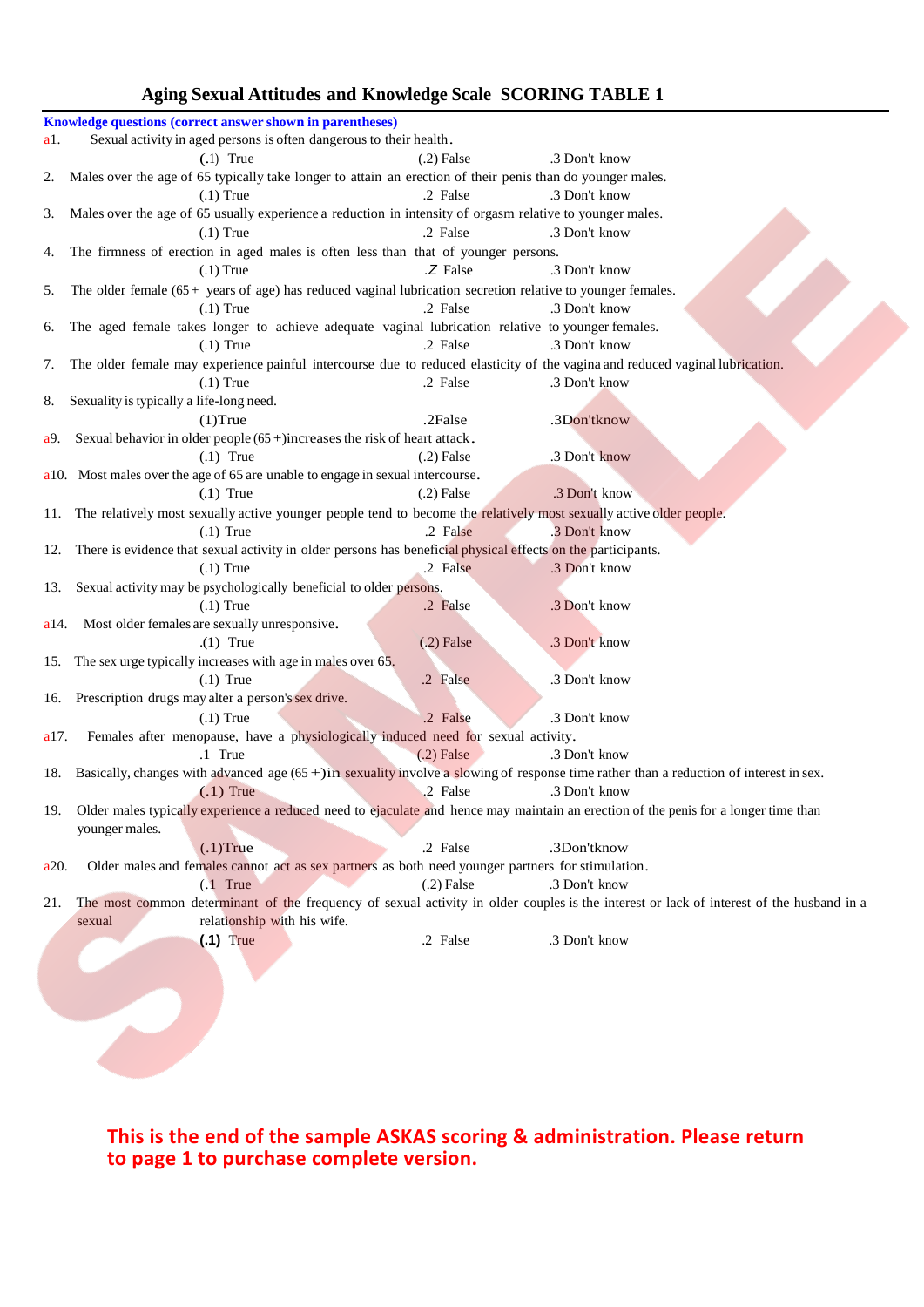# Aging Sexual Attitudes and Knowledge Scale SCORING TABLE 1

**Knowledge questions (correct answer shown in parentheses)**

a1. Sexual activity in aged persons is often dangerous to their health.
(.1) True (.2) False .3 Don't know

2. Males over the age of 65 typically take longer to attain an erection of their penis than do younger males.
(.1) True .2 False .3 Don't know

3. Males over the age of 65 usually experience a reduction in intensity of orgasm relative to younger males.
(.1) True .2 False .3 Don't know

4. The firmness of erection in aged males is often less than that of younger persons.
(.1) True .Z False .3 Don't know

5. The older female (65+ years of age) has reduced vaginal lubrication secretion relative to younger females.
(.1) True .2 False .3 Don't know

6. The aged female takes longer to achieve adequate vaginal lubrication relative to younger females.
(.1) True .2 False .3 Don't know

7. The older female may experience painful intercourse due to reduced elasticity of the vagina and reduced vaginal lubrication.
(.1) True .2 False .3 Don't know

8. Sexuality is typically a life-long need.
(1)True .2False .3Don'tknow

a9. Sexual behavior in older people (65+)increases the risk of heart attack.
(.1) True (.2) False .3 Don't know

a10. Most males over the age of 65 are unable to engage in sexual intercourse.
(.1) True (.2) False .3 Don't know

11. The relatively most sexually active younger people tend to become the relatively most sexually active older people.
(.1) True .2 False .3 Don't know

12. There is evidence that sexual activity in older persons has beneficial physical effects on the participants.
(.1) True .2 False .3 Don't know

13. Sexual activity may be psychologically beneficial to older persons.
(.1) True .2 False .3 Don't know

a14. Most older females are sexually unresponsive.
.(1) True (.2) False .3 Don't know

15. The sex urge typically increases with age in males over 65.
(.1) True .2 False .3 Don't know

16. Prescription drugs may alter a person's sex drive.
(.1) True .2 False .3 Don't know

a17. Females after menopause, have a physiologically induced need for sexual activity.
.1 True (.2) False .3 Don't know

18. Basically, changes with advanced age (65+)in sexuality involve a slowing of response time rather than a reduction of interest in sex.
(.1) True .2 False .3 Don't know

19. Older males typically experience a reduced need to ejaculate and hence may maintain an erection of the penis for a longer time than younger males.
(.1)True .2 False .3Don'tknow

a20. Older males and females cannot act as sex partners as both need younger partners for stimulation.
(.1 True (.2) False .3 Don't know

21. The most common determinant of the frequency of sexual activity in older couples is the interest or lack of interest of the husband in a sexual relationship with his wife.
**(.1)** True .2 False .3 Don't know

**This is the end of the sample ASKAS scoring & administration. Please return to page 1 to purchase complete version.**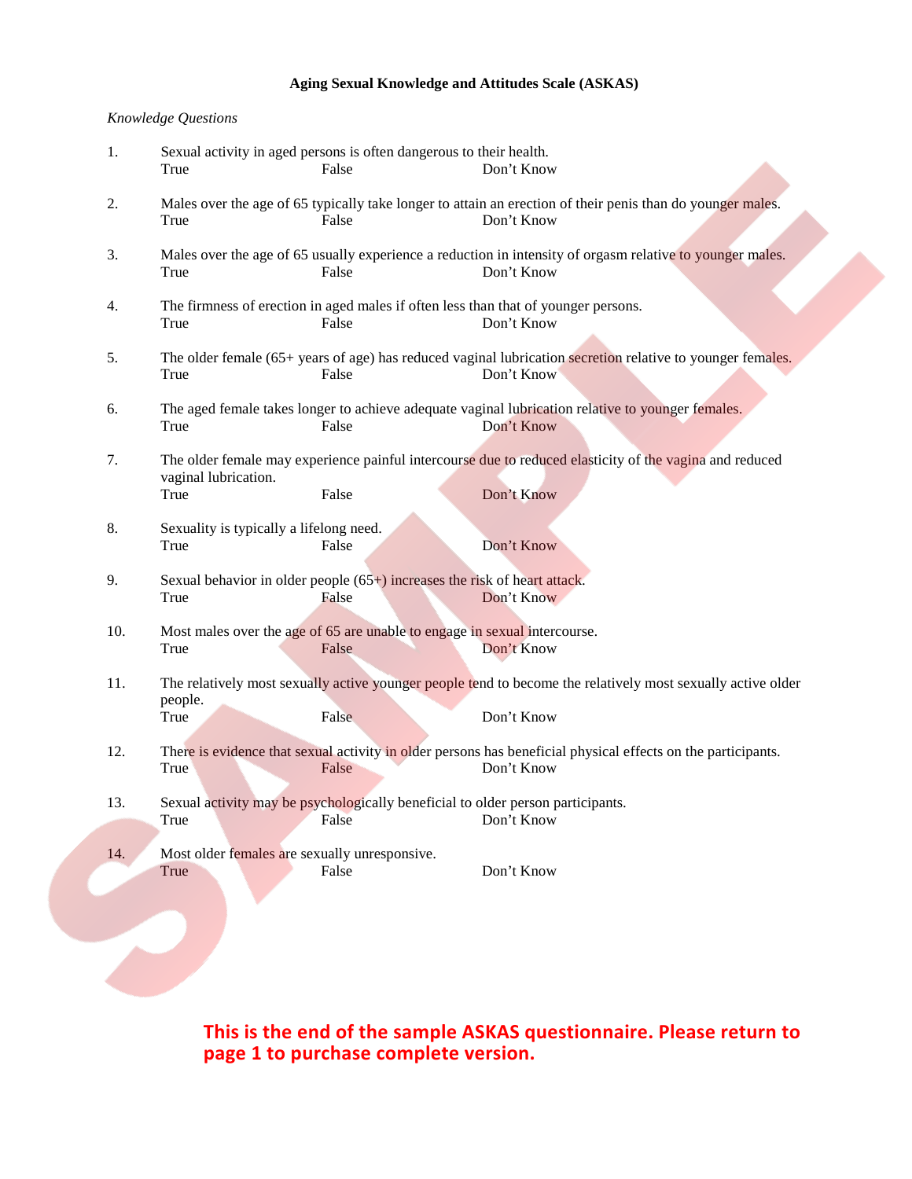**Aging Sexual Knowledge and Attitudes Scale (ASKAS)**

*Knowledge Questions*

1. Sexual activity in aged persons is often dangerous to their health.
   True　　False　　Don't Know

2. Males over the age of 65 typically take longer to attain an erection of their penis than do younger males.
   True　　False　　Don't Know

3. Males over the age of 65 usually experience a reduction in intensity of orgasm relative to younger males.
   True　　False　　Don't Know

4. The firmness of erection in aged males if often less than that of younger persons.
   True　　False　　Don't Know

5. The older female (65+ years of age) has reduced vaginal lubrication secretion relative to younger females.
   True　　False　　Don't Know

6. The aged female takes longer to achieve adequate vaginal lubrication relative to younger females.
   True　　False　　Don't Know

7. The older female may experience painful intercourse due to reduced elasticity of the vagina and reduced vaginal lubrication.
   True　　False　　Don't Know

8. Sexuality is typically a lifelong need.
   True　　False　　Don't Know

9. Sexual behavior in older people (65+) increases the risk of heart attack.
   True　　False　　Don't Know

10. Most males over the age of 65 are unable to engage in sexual intercourse.
    True　　False　　Don't Know

11. The relatively most sexually active younger people tend to become the relatively most sexually active older people.
    True　　False　　Don't Know

12. There is evidence that sexual activity in older persons has beneficial physical effects on the participants.
    True　　False　　Don't Know

13. Sexual activity may be psychologically beneficial to older person participants.
    True　　False　　Don't Know

14. Most older females are sexually unresponsive.
    True　　False　　Don't Know

**This is the end of the sample ASKAS questionnaire. Please return to page 1 to purchase complete version.**